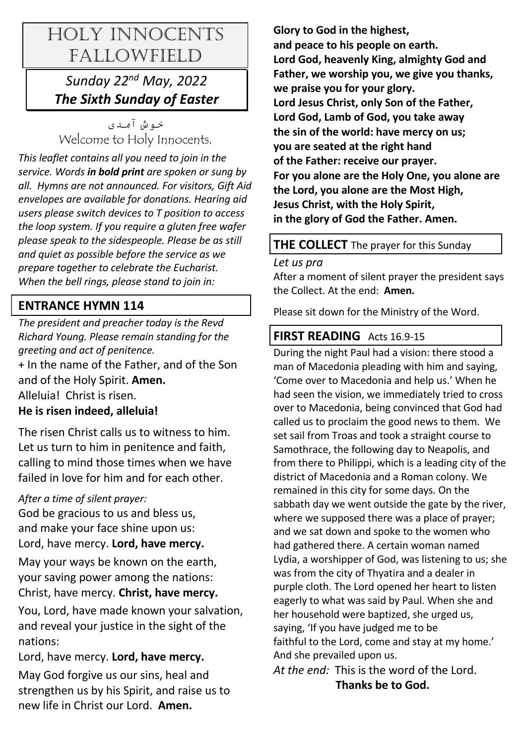# HOLY INNOCENTS FALLOWFIELD

*Sunday 22nd May, 2022*
***The Sixth Sunday of Easter***

خـوش آمـدی
Welcome to Holy Innocents.

*This leaflet contains all you need to join in the service. Words **in bold print** are spoken or sung by all. Hymns are not announced. For visitors, Gift Aid envelopes are available for donations. Hearing aid users please switch devices to T position to access the loop system. If you require a gluten free wafer please speak to the sidespeople. Please be as still and quiet as possible before the service as we prepare together to celebrate the Eucharist. When the bell rings, please stand to join in:*

## ENTRANCE HYMN 114

*The president and preacher today is the Revd Richard Young. Please remain standing for the greeting and act of penitence.*

+ In the name of the Father, and of the Son and of the Holy Spirit. **Amen.**
Alleluia! Christ is risen.
**He is risen indeed, alleluia!**

The risen Christ calls us to witness to him. Let us turn to him in penitence and faith, calling to mind those times when we have failed in love for him and for each other.

*After a time of silent prayer:*
God be gracious to us and bless us,
and make your face shine upon us:
Lord, have mercy. **Lord, have mercy.**

May your ways be known on the earth,
your saving power among the nations:
Christ, have mercy. **Christ, have mercy.**

You, Lord, have made known your salvation, and reveal your justice in the sight of the nations:
Lord, have mercy. **Lord, have mercy.**

May God forgive us our sins, heal and strengthen us by his Spirit, and raise us to new life in Christ our Lord. **Amen.**

**Glory to God in the highest,
and peace to his people on earth.
Lord God, heavenly King, almighty God and Father, we worship you, we give you thanks, we praise you for your glory.
Lord Jesus Christ, only Son of the Father,
Lord God, Lamb of God, you take away
the sin of the world: have mercy on us;
you are seated at the right hand
of the Father: receive our prayer.
For you alone are the Holy One, you alone are the Lord, you alone are the Most High,
Jesus Christ, with the Holy Spirit,
in the glory of God the Father. Amen.**

## THE COLLECT The prayer for this Sunday

*Let us pra*
After a moment of silent prayer the president says the Collect. At the end: **Amen.**

Please sit down for the Ministry of the Word.

## FIRST READING Acts 16.9-15

During the night Paul had a vision: there stood a man of Macedonia pleading with him and saying, 'Come over to Macedonia and help us.' When he had seen the vision, we immediately tried to cross over to Macedonia, being convinced that God had called us to proclaim the good news to them. We set sail from Troas and took a straight course to Samothrace, the following day to Neapolis, and from there to Philippi, which is a leading city of the district of Macedonia and a Roman colony. We remained in this city for some days. On the sabbath day we went outside the gate by the river, where we supposed there was a place of prayer; and we sat down and spoke to the women who had gathered there. A certain woman named Lydia, a worshipper of God, was listening to us; she was from the city of Thyatira and a dealer in purple cloth. The Lord opened her heart to listen eagerly to what was said by Paul. When she and her household were baptized, she urged us, saying, 'If you have judged me to be faithful to the Lord, come and stay at my home.' And she prevailed upon us.

*At the end:* This is the word of the Lord.
**Thanks be to God.**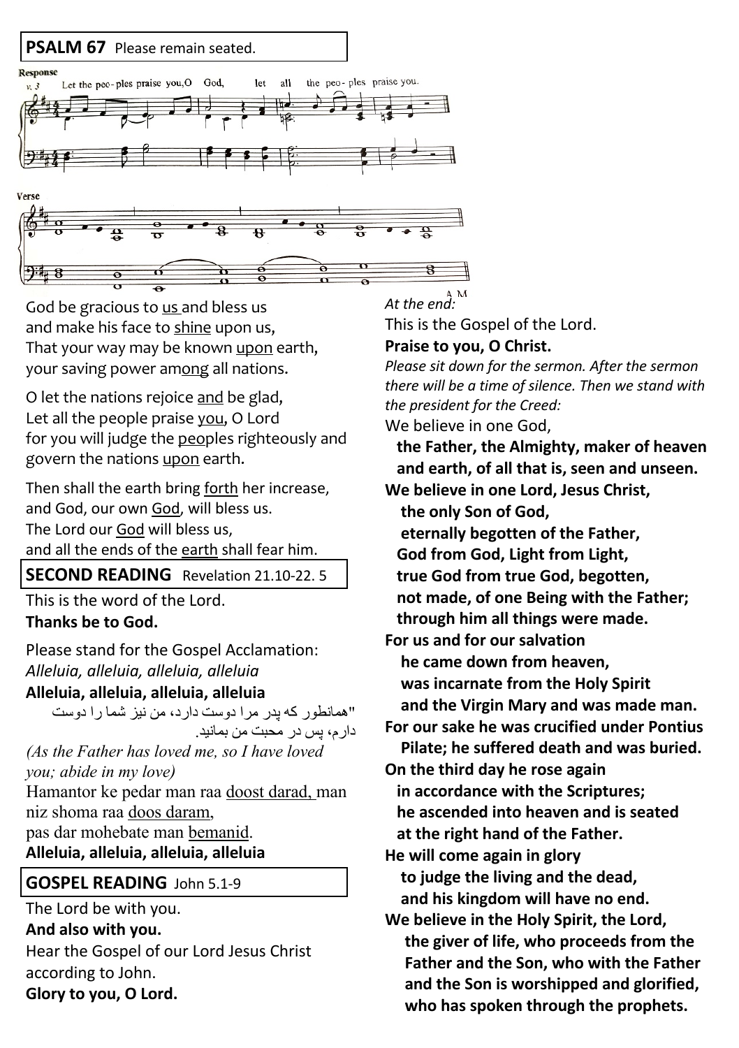## PSALM 67 Please remain seated.

Response

Let the peo-ples praise you, O God, let all the peo-ples praise you.

Verse

A. M

God be gracious to <u>us</u> and bless us
and make his face to <u>shine</u> upon us,
That your way may be known <u>upon</u> earth,
your saving power am<u>ong</u> all nations.

O let the nations rejoice <u>and</u> be glad,
Let all the people praise <u>you</u>, O Lord
for you will judge the <u>peo</u>ples righteously and govern the nations <u>upon</u> earth.

Then shall the earth bring <u>forth</u> her increase,
and God, our own <u>God</u>, will bless us.
The Lord our <u>God</u> will bless us,
and all the ends of the <u>earth</u> shall fear him.

## SECOND READING Revelation 21.10-22. 5

This is the word of the Lord.
**Thanks be to God.**

Please stand for the Gospel Acclamation:
*Alleluia, alleluia, alleluia, alleluia*
**Alleluia, alleluia, alleluia, alleluia**

"همانطور که پدر مرا دوست دارد، من نیز شما را دوست دارم، پس در محبت من بمانید.

*(As the Father has loved me, so I have loved you; abide in my love)*

Hamantor ke pedar man raa <u>doost darad,</u> man niz shoma raa <u>doos daram,</u>
pas dar mohebate man <u>bemanid</u>.
**Alleluia, alleluia, alleluia, alleluia**

## GOSPEL READING John 5.1-9

The Lord be with you.
**And also with you.**
Hear the Gospel of our Lord Jesus Christ according to John.
**Glory to you, O Lord.**

*At the end:*
This is the Gospel of the Lord.
**Praise to you, O Christ.**

*Please sit down for the sermon. After the sermon there will be a time of silence. Then we stand with the president for the Creed:*

We believe in one God,
**the Father, the Almighty, maker of heaven and earth, of all that is, seen and unseen.**
**We believe in one Lord, Jesus Christ,**
**the only Son of God,**
**eternally begotten of the Father,**
**God from God, Light from Light,**
**true God from true God, begotten,**
**not made, of one Being with the Father;**
**through him all things were made.**
**For us and for our salvation**
**he came down from heaven,**
**was incarnate from the Holy Spirit**
**and the Virgin Mary and was made man.**
**For our sake he was crucified under Pontius Pilate; he suffered death and was buried.**
**On the third day he rose again**
**in accordance with the Scriptures;**
**he ascended into heaven and is seated**
**at the right hand of the Father.**
**He will come again in glory**
**to judge the living and the dead,**
**and his kingdom will have no end.**
**We believe in the Holy Spirit, the Lord,**
**the giver of life, who proceeds from the Father and the Son, who with the Father and the Son is worshipped and glorified,**
**who has spoken through the prophets.**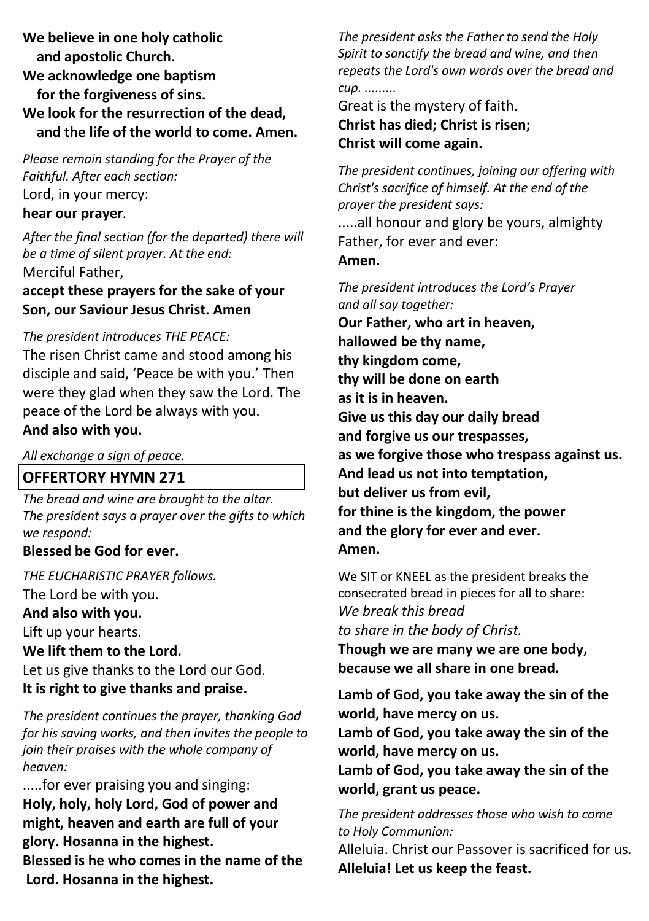**We believe in one holy catholic
and apostolic Church.
We acknowledge one baptism
for the forgiveness of sins.
We look for the resurrection of the dead,
and the life of the world to come. Amen.**

*Please remain standing for the Prayer of the Faithful. After each section:*

Lord, in your mercy:
**hear our prayer***.*

*After the final section (for the departed) there will be a time of silent prayer. At the end:*

Merciful Father,
**accept these prayers for the sake of your Son, our Saviour Jesus Christ. Amen**

*The president introduces THE PEACE:*

The risen Christ came and stood among his disciple and said, 'Peace be with you.' Then were they glad when they saw the Lord. The peace of the Lord be always with you.
**And also with you.**

*All exchange a sign of peace.*

## OFFERTORY HYMN 271

*The bread and wine are brought to the altar. The president says a prayer over the gifts to which we respond:*

**Blessed be God for ever.**

*THE EUCHARISTIC PRAYER follows.*

The Lord be with you.
**And also with you.**
Lift up your hearts.
**We lift them to the Lord.**
Let us give thanks to the Lord our God.
**It is right to give thanks and praise.**

*The president continues the prayer, thanking God for his saving works, and then invites the people to join their praises with the whole company of heaven:*

.....for ever praising you and singing:
**Holy, holy, holy Lord, God of power and might, heaven and earth are full of your glory. Hosanna in the highest.
Blessed is he who comes in the name of the Lord. Hosanna in the highest.**

*The president asks the Father to send the Holy Spirit to sanctify the bread and wine, and then repeats the Lord's own words over the bread and cup. .........*

Great is the mystery of faith.
**Christ has died; Christ is risen;
Christ will come again.**

*The president continues, joining our offering with Christ's sacrifice of himself. At the end of the prayer the president says:*

.....all honour and glory be yours, almighty Father, for ever and ever:
**Amen.**

*The president introduces the Lord's Prayer and all say together:*

**Our Father, who art in heaven,
hallowed be thy name,
thy kingdom come,
thy will be done on earth
as it is in heaven.
Give us this day our daily bread
and forgive us our trespasses,
as we forgive those who trespass against us.
And lead us not into temptation,
but deliver us from evil,
for thine is the kingdom, the power
and the glory for ever and ever.
Amen.**

We SIT or KNEEL as the president breaks the consecrated bread in pieces for all to share:

*We break this bread
to share in the body of Christ.*
**Though we are many we are one body,
because we all share in one bread.**

**Lamb of God, you take away the sin of the world, have mercy on us.
Lamb of God, you take away the sin of the world, have mercy on us.
Lamb of God, you take away the sin of the world, grant us peace.**

*The president addresses those who wish to come to Holy Communion:*

Alleluia. Christ our Passover is sacrificed for us*.*
**Alleluia! Let us keep the feast.**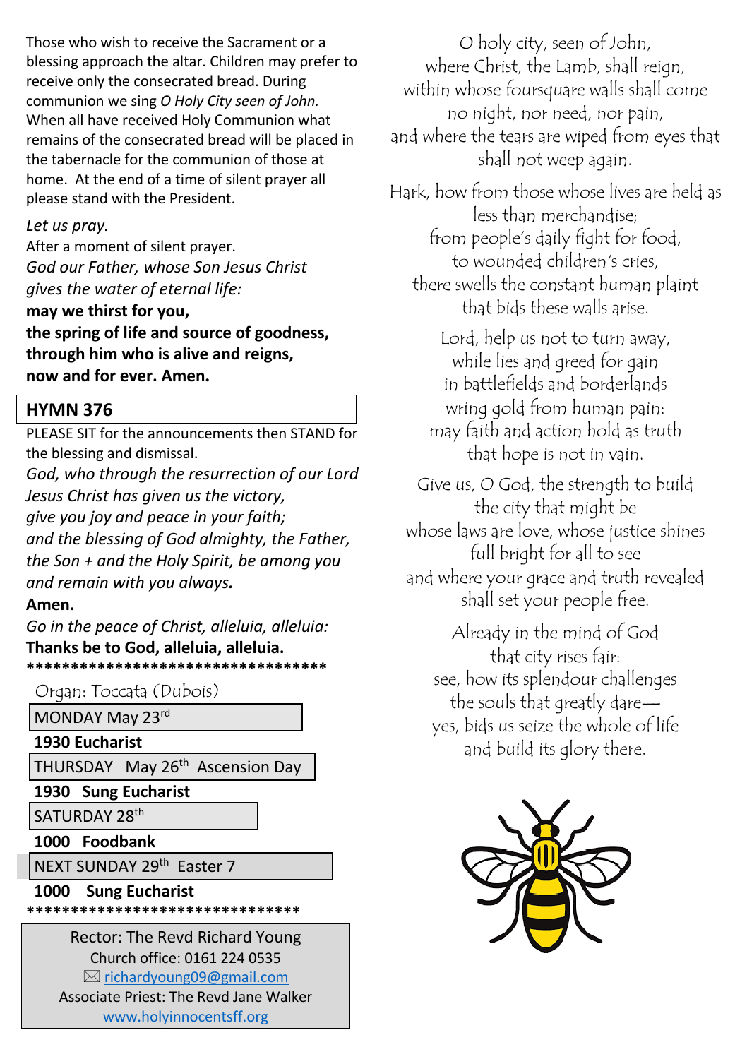Those who wish to receive the Sacrament or a blessing approach the altar. Children may prefer to receive only the consecrated bread. During communion we sing *O Holy City seen of John.* When all have received Holy Communion what remains of the consecrated bread will be placed in the tabernacle for the communion of those at home. At the end of a time of silent prayer all please stand with the President.

*Let us pray.*

After a moment of silent prayer.

*God our Father, whose Son Jesus Christ*
*gives the water of eternal life:*
**may we thirst for you,**
**the spring of life and source of goodness,**
**through him who is alive and reigns,**
**now and for ever. Amen.**

## HYMN 376

PLEASE SIT for the announcements then STAND for the blessing and dismissal.

*God, who through the resurrection of our Lord Jesus Christ has given us the victory,*
*give you joy and peace in your faith;*
*and the blessing of God almighty, the Father, the Son + and the Holy Spirit, be among you and remain with you always.*
**Amen.**

*Go in the peace of Christ, alleluia, alleluia:*
**Thanks be to God, alleluia, alleluia.**

***********************************

Organ: Toccata (Dubois)

MONDAY May 23rd

**1930 Eucharist**

THURSDAY May 26th Ascension Day

**1930 Sung Eucharist**

SATURDAY 28th

**1000 Foodbank**

NEXT SUNDAY 29th Easter 7

**1000 Sung Eucharist**

*******************************

Rector: The Revd Richard Young
Church office: 0161 224 0535
✉ richardyoung09@gmail.com
Associate Priest: The Revd Jane Walker
www.holyinnocentsff.org

O holy city, seen of John,
where Christ, the Lamb, shall reign,
within whose foursquare walls shall come
no night, nor need, nor pain,
and where the tears are wiped from eyes that
shall not weep again.

Hark, how from those whose lives are held as
less than merchandise;
from people's daily fight for food,
to wounded children's cries,
there swells the constant human plaint
that bids these walls arise.

Lord, help us not to turn away,
while lies and greed for gain
in battlefields and borderlands
wring gold from human pain:
may faith and action hold as truth
that hope is not in vain.

Give us, O God, the strength to build
the city that might be
whose laws are love, whose justice shines
full bright for all to see
and where your grace and truth revealed
shall set your people free.

Already in the mind of God
that city rises fair:
see, how its splendour challenges
the souls that greatly dare—
yes, bids us seize the whole of life
and build its glory there.